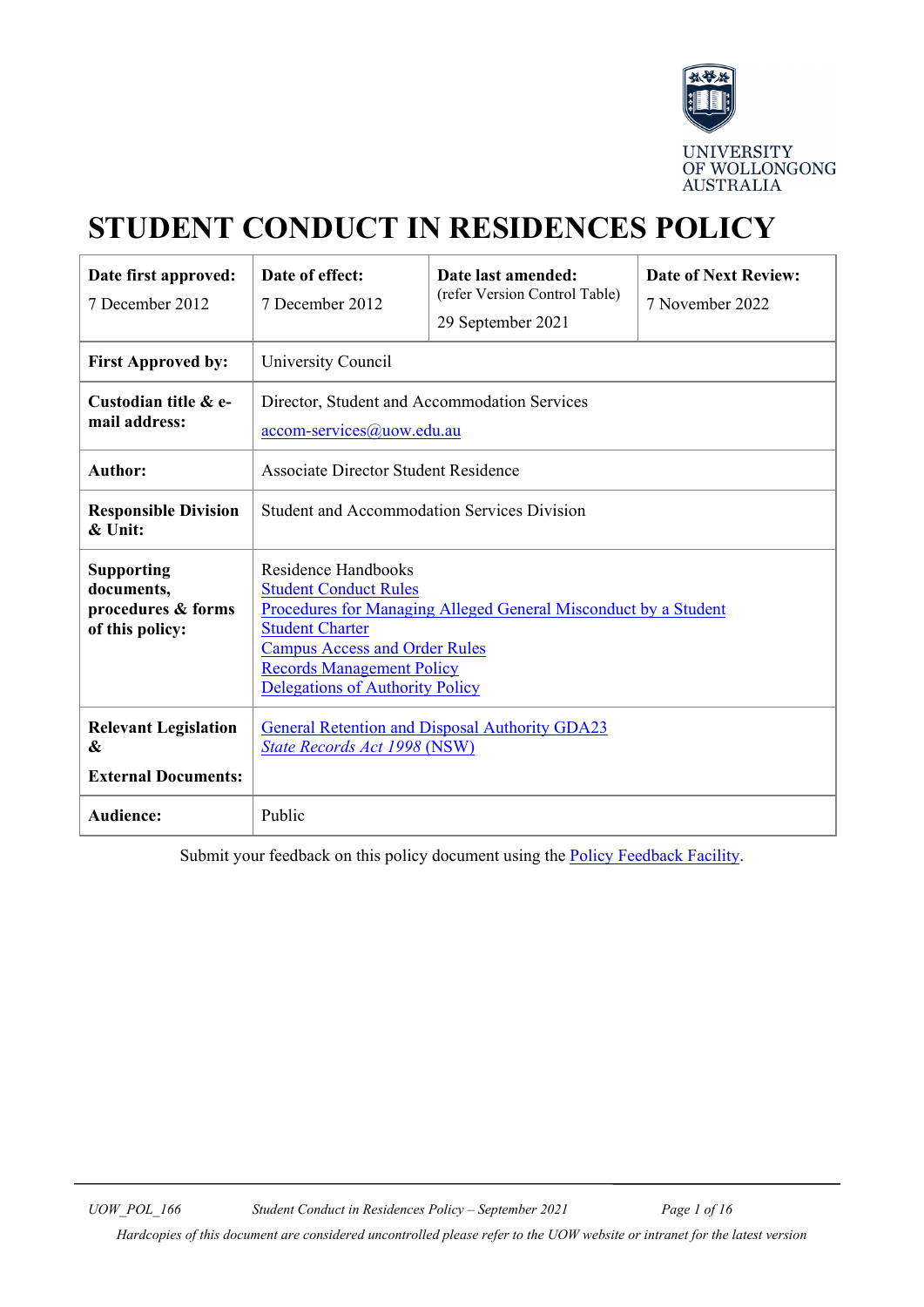UNIVERSITY OF WOLLONGONG AUSTRALIA

# STUDENT CONDUCT IN RESIDENCES POLICY

| **Date first approved:**<br>7 December 2012 | **Date of effect:**<br>7 December 2012 | **Date last amended:**<br>(refer Version Control Table)<br>29 September 2021 | **Date of Next Review:**<br>7 November 2022 |
|---|---|---|---|
| **First Approved by:** | University Council | | |
| **Custodian title & e-mail address:** | Director, Student and Accommodation Services<br>accom-services@uow.edu.au | | |
| **Author:** | Associate Director Student Residence | | |
| **Responsible Division & Unit:** | Student and Accommodation Services Division | | |
| **Supporting documents, procedures & forms of this policy:** | Residence Handbooks<br>Student Conduct Rules<br>Procedures for Managing Alleged General Misconduct by a Student<br>Student Charter<br>Campus Access and Order Rules<br>Records Management Policy<br>Delegations of Authority Policy | | |
| **Relevant Legislation & External Documents:** | General Retention and Disposal Authority GDA23<br>*State Records Act 1998* (NSW) | | |
| **Audience:** | Public | | |

Submit your feedback on this policy document using the Policy Feedback Facility.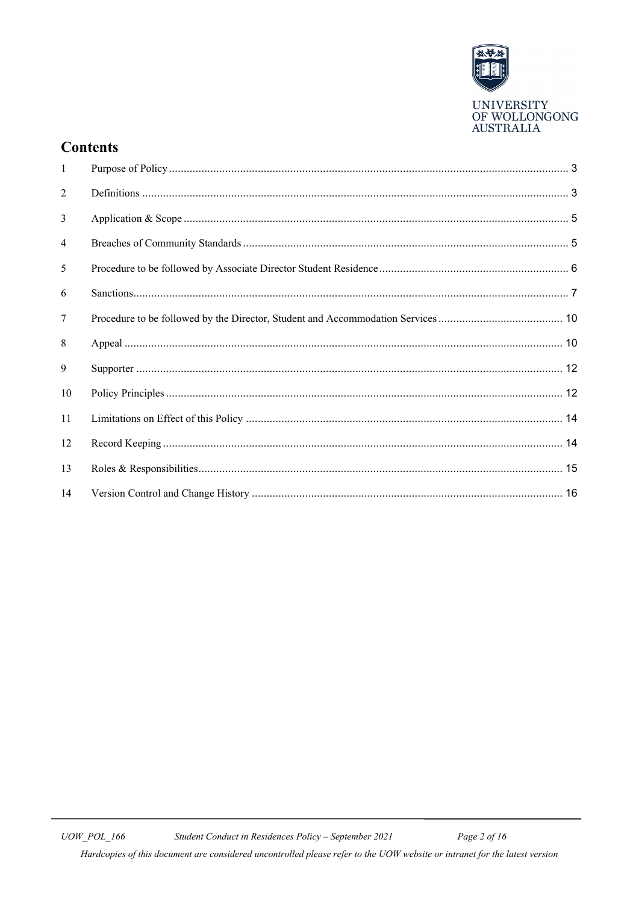## Contents

| | | |
|---|---|---|
| 1 | Purpose of Policy | 3 |
| 2 | Definitions | 3 |
| 3 | Application & Scope | 5 |
| 4 | Breaches of Community Standards | 5 |
| 5 | Procedure to be followed by Associate Director Student Residence | 6 |
| 6 | Sanctions | 7 |
| 7 | Procedure to be followed by the Director, Student and Accommodation Services | 10 |
| 8 | Appeal | 10 |
| 9 | Supporter | 12 |
| 10 | Policy Principles | 12 |
| 11 | Limitations on Effect of this Policy | 14 |
| 12 | Record Keeping | 14 |
| 13 | Roles & Responsibilities | 15 |
| 14 | Version Control and Change History | 16 |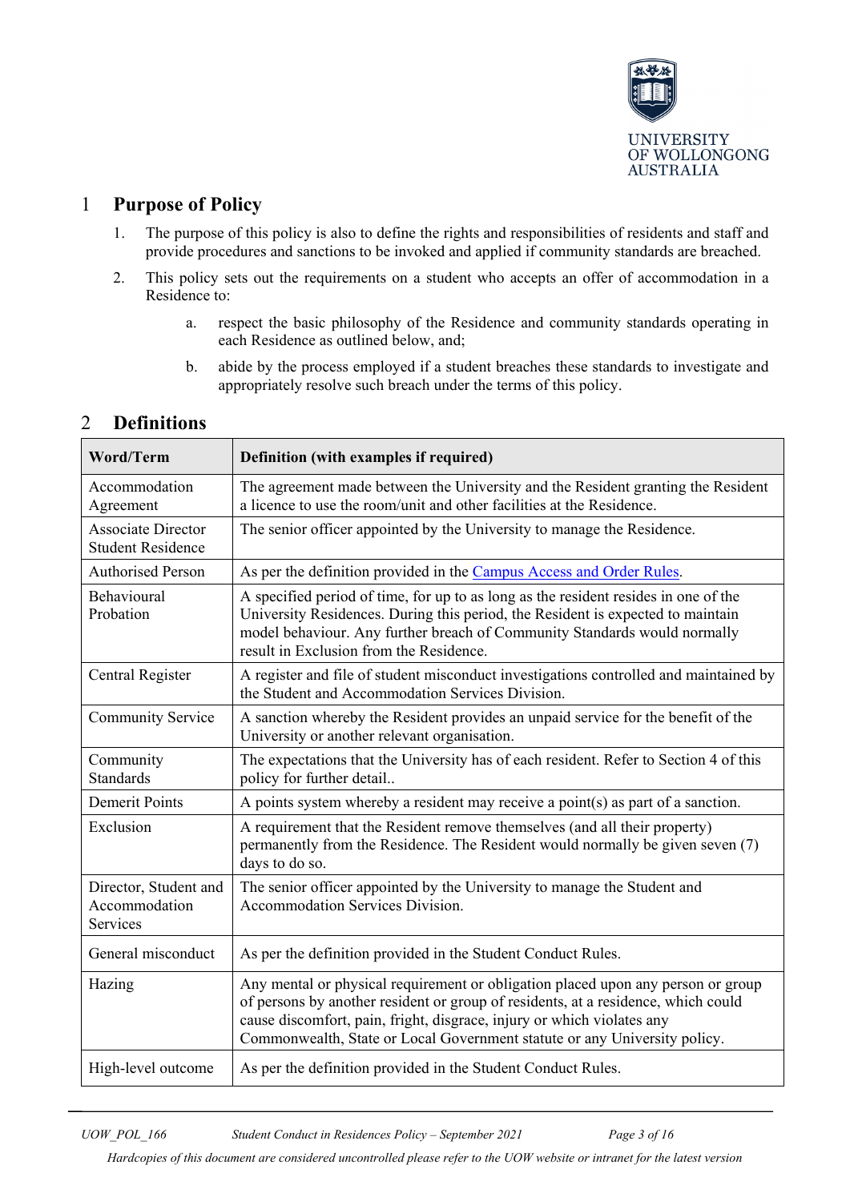## 1 Purpose of Policy

1. The purpose of this policy is also to define the rights and responsibilities of residents and staff and provide procedures and sanctions to be invoked and applied if community standards are breached.
2. This policy sets out the requirements on a student who accepts an offer of accommodation in a Residence to:
   a. respect the basic philosophy of the Residence and community standards operating in each Residence as outlined below, and;
   b. abide by the process employed if a student breaches these standards to investigate and appropriately resolve such breach under the terms of this policy.

## 2 Definitions

| Word/Term | Definition (with examples if required) |
| --- | --- |
| Accommodation Agreement | The agreement made between the University and the Resident granting the Resident a licence to use the room/unit and other facilities at the Residence. |
| Associate Director Student Residence | The senior officer appointed by the University to manage the Residence. |
| Authorised Person | As per the definition provided in the [Campus Access and Order Rules](). |
| Behavioural Probation | A specified period of time, for up to as long as the resident resides in one of the University Residences. During this period, the Resident is expected to maintain model behaviour. Any further breach of Community Standards would normally result in Exclusion from the Residence. |
| Central Register | A register and file of student misconduct investigations controlled and maintained by the Student and Accommodation Services Division. |
| Community Service | A sanction whereby the Resident provides an unpaid service for the benefit of the University or another relevant organisation. |
| Community Standards | The expectations that the University has of each resident. Refer to Section 4 of this policy for further detail.. |
| Demerit Points | A points system whereby a resident may receive a point(s) as part of a sanction. |
| Exclusion | A requirement that the Resident remove themselves (and all their property) permanently from the Residence. The Resident would normally be given seven (7) days to do so. |
| Director, Student and Accommodation Services | The senior officer appointed by the University to manage the Student and Accommodation Services Division. |
| General misconduct | As per the definition provided in the Student Conduct Rules. |
| Hazing | Any mental or physical requirement or obligation placed upon any person or group of persons by another resident or group of residents, at a residence, which could cause discomfort, pain, fright, disgrace, injury or which violates any Commonwealth, State or Local Government statute or any University policy. |
| High-level outcome | As per the definition provided in the Student Conduct Rules. |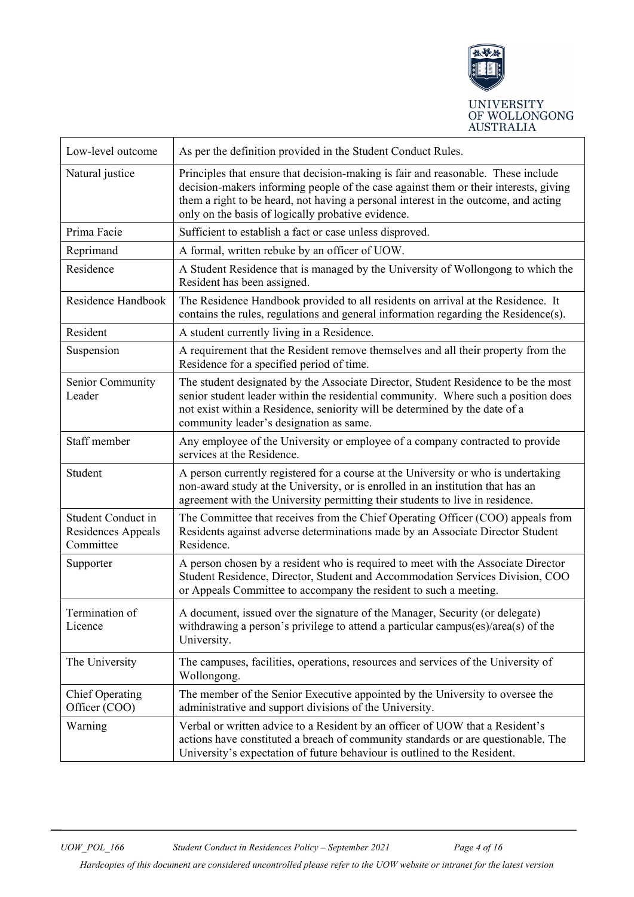| Low-level outcome | As per the definition provided in the Student Conduct Rules. |
|---|---|
| Natural justice | Principles that ensure that decision-making is fair and reasonable. These include decision-makers informing people of the case against them or their interests, giving them a right to be heard, not having a personal interest in the outcome, and acting only on the basis of logically probative evidence. |
| Prima Facie | Sufficient to establish a fact or case unless disproved. |
| Reprimand | A formal, written rebuke by an officer of UOW. |
| Residence | A Student Residence that is managed by the University of Wollongong to which the Resident has been assigned. |
| Residence Handbook | The Residence Handbook provided to all residents on arrival at the Residence. It contains the rules, regulations and general information regarding the Residence(s). |
| Resident | A student currently living in a Residence. |
| Suspension | A requirement that the Resident remove themselves and all their property from the Residence for a specified period of time. |
| Senior Community Leader | The student designated by the Associate Director, Student Residence to be the most senior student leader within the residential community. Where such a position does not exist within a Residence, seniority will be determined by the date of a community leader's designation as same. |
| Staff member | Any employee of the University or employee of a company contracted to provide services at the Residence. |
| Student | A person currently registered for a course at the University or who is undertaking non-award study at the University, or is enrolled in an institution that has an agreement with the University permitting their students to live in residence. |
| Student Conduct in Residences Appeals Committee | The Committee that receives from the Chief Operating Officer (COO) appeals from Residents against adverse determinations made by an Associate Director Student Residence. |
| Supporter | A person chosen by a resident who is required to meet with the Associate Director Student Residence, Director, Student and Accommodation Services Division, COO or Appeals Committee to accompany the resident to such a meeting. |
| Termination of Licence | A document, issued over the signature of the Manager, Security (or delegate) withdrawing a person's privilege to attend a particular campus(es)/area(s) of the University. |
| The University | The campuses, facilities, operations, resources and services of the University of Wollongong. |
| Chief Operating Officer (COO) | The member of the Senior Executive appointed by the University to oversee the administrative and support divisions of the University. |
| Warning | Verbal or written advice to a Resident by an officer of UOW that a Resident's actions have constituted a breach of community standards or are questionable. The University's expectation of future behaviour is outlined to the Resident. |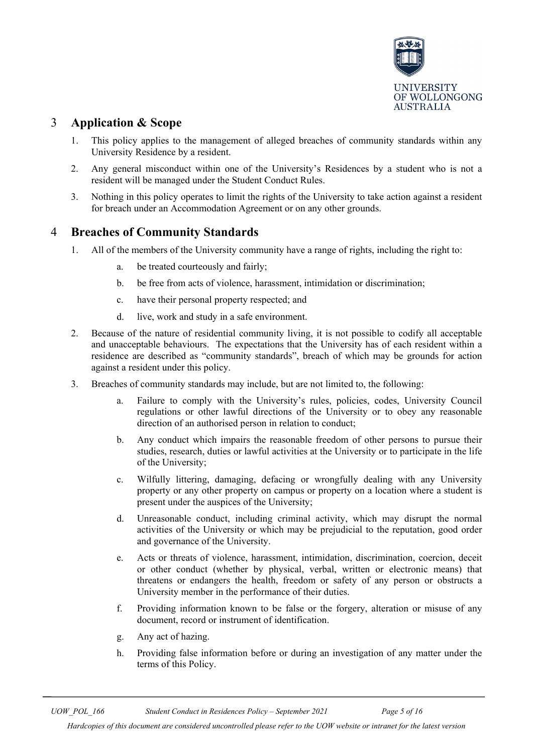## 3 Application & Scope

1. This policy applies to the management of alleged breaches of community standards within any University Residence by a resident.
2. Any general misconduct within one of the University's Residences by a student who is not a resident will be managed under the Student Conduct Rules.
3. Nothing in this policy operates to limit the rights of the University to take action against a resident for breach under an Accommodation Agreement or on any other grounds.

## 4 Breaches of Community Standards

1. All of the members of the University community have a range of rights, including the right to:
   a. be treated courteously and fairly;
   b. be free from acts of violence, harassment, intimidation or discrimination;
   c. have their personal property respected; and
   d. live, work and study in a safe environment.
2. Because of the nature of residential community living, it is not possible to codify all acceptable and unacceptable behaviours. The expectations that the University has of each resident within a residence are described as "community standards", breach of which may be grounds for action against a resident under this policy.
3. Breaches of community standards may include, but are not limited to, the following:
   a. Failure to comply with the University's rules, policies, codes, University Council regulations or other lawful directions of the University or to obey any reasonable direction of an authorised person in relation to conduct;
   b. Any conduct which impairs the reasonable freedom of other persons to pursue their studies, research, duties or lawful activities at the University or to participate in the life of the University;
   c. Wilfully littering, damaging, defacing or wrongfully dealing with any University property or any other property on campus or property on a location where a student is present under the auspices of the University;
   d. Unreasonable conduct, including criminal activity, which may disrupt the normal activities of the University or which may be prejudicial to the reputation, good order and governance of the University.
   e. Acts or threats of violence, harassment, intimidation, discrimination, coercion, deceit or other conduct (whether by physical, verbal, written or electronic means) that threatens or endangers the health, freedom or safety of any person or obstructs a University member in the performance of their duties.
   f. Providing information known to be false or the forgery, alteration or misuse of any document, record or instrument of identification.
   g. Any act of hazing.
   h. Providing false information before or during an investigation of any matter under the terms of this Policy.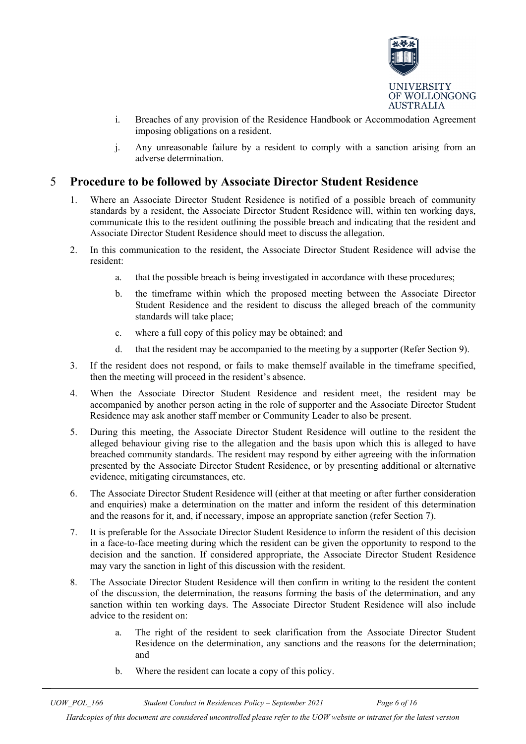i. Breaches of any provision of the Residence Handbook or Accommodation Agreement imposing obligations on a resident.

j. Any unreasonable failure by a resident to comply with a sanction arising from an adverse determination.

## 5 Procedure to be followed by Associate Director Student Residence

1. Where an Associate Director Student Residence is notified of a possible breach of community standards by a resident, the Associate Director Student Residence will, within ten working days, communicate this to the resident outlining the possible breach and indicating that the resident and Associate Director Student Residence should meet to discuss the allegation.

2. In this communication to the resident, the Associate Director Student Residence will advise the resident:

   a. that the possible breach is being investigated in accordance with these procedures;

   b. the timeframe within which the proposed meeting between the Associate Director Student Residence and the resident to discuss the alleged breach of the community standards will take place;

   c. where a full copy of this policy may be obtained; and

   d. that the resident may be accompanied to the meeting by a supporter (Refer Section 9).

3. If the resident does not respond, or fails to make themself available in the timeframe specified, then the meeting will proceed in the resident's absence.

4. When the Associate Director Student Residence and resident meet, the resident may be accompanied by another person acting in the role of supporter and the Associate Director Student Residence may ask another staff member or Community Leader to also be present.

5. During this meeting, the Associate Director Student Residence will outline to the resident the alleged behaviour giving rise to the allegation and the basis upon which this is alleged to have breached community standards. The resident may respond by either agreeing with the information presented by the Associate Director Student Residence, or by presenting additional or alternative evidence, mitigating circumstances, etc.

6. The Associate Director Student Residence will (either at that meeting or after further consideration and enquiries) make a determination on the matter and inform the resident of this determination and the reasons for it, and, if necessary, impose an appropriate sanction (refer Section 7).

7. It is preferable for the Associate Director Student Residence to inform the resident of this decision in a face-to-face meeting during which the resident can be given the opportunity to respond to the decision and the sanction. If considered appropriate, the Associate Director Student Residence may vary the sanction in light of this discussion with the resident.

8. The Associate Director Student Residence will then confirm in writing to the resident the content of the discussion, the determination, the reasons forming the basis of the determination, and any sanction within ten working days. The Associate Director Student Residence will also include advice to the resident on:

   a. The right of the resident to seek clarification from the Associate Director Student Residence on the determination, any sanctions and the reasons for the determination; and

   b. Where the resident can locate a copy of this policy.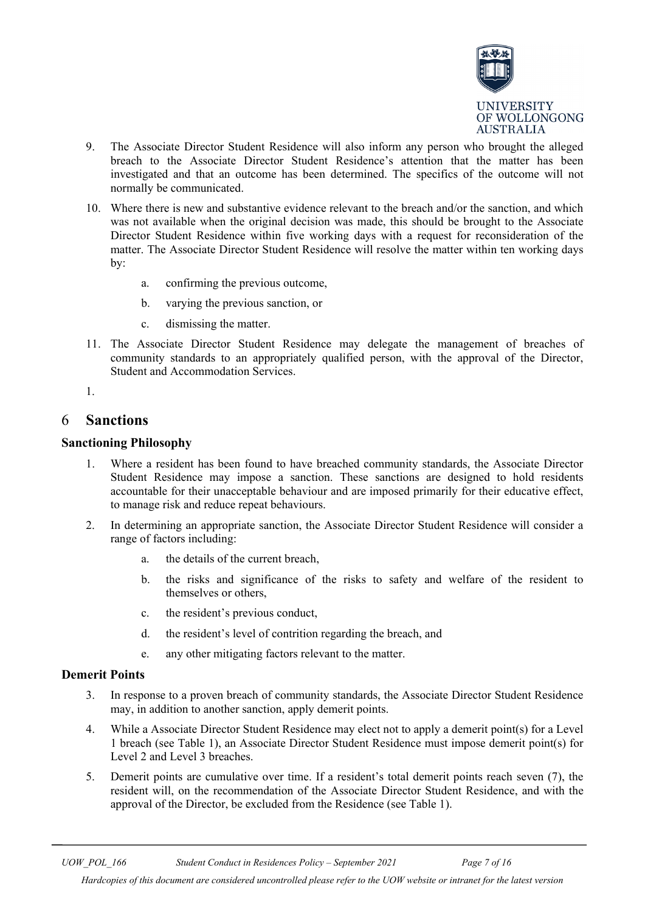9. The Associate Director Student Residence will also inform any person who brought the alleged breach to the Associate Director Student Residence's attention that the matter has been investigated and that an outcome has been determined. The specifics of the outcome will not normally be communicated.

10. Where there is new and substantive evidence relevant to the breach and/or the sanction, and which was not available when the original decision was made, this should be brought to the Associate Director Student Residence within five working days with a request for reconsideration of the matter. The Associate Director Student Residence will resolve the matter within ten working days by:

    a. confirming the previous outcome,

    b. varying the previous sanction, or

    c. dismissing the matter.

11. The Associate Director Student Residence may delegate the management of breaches of community standards to an appropriately qualified person, with the approval of the Director, Student and Accommodation Services.

1.

## 6 Sanctions

### Sanctioning Philosophy

1. Where a resident has been found to have breached community standards, the Associate Director Student Residence may impose a sanction. These sanctions are designed to hold residents accountable for their unacceptable behaviour and are imposed primarily for their educative effect, to manage risk and reduce repeat behaviours.

2. In determining an appropriate sanction, the Associate Director Student Residence will consider a range of factors including:

    a. the details of the current breach,

    b. the risks and significance of the risks to safety and welfare of the resident to themselves or others,

    c. the resident's previous conduct,

    d. the resident's level of contrition regarding the breach, and

    e. any other mitigating factors relevant to the matter.

### Demerit Points

3. In response to a proven breach of community standards, the Associate Director Student Residence may, in addition to another sanction, apply demerit points.

4. While a Associate Director Student Residence may elect not to apply a demerit point(s) for a Level 1 breach (see Table 1), an Associate Director Student Residence must impose demerit point(s) for Level 2 and Level 3 breaches.

5. Demerit points are cumulative over time. If a resident's total demerit points reach seven (7), the resident will, on the recommendation of the Associate Director Student Residence, and with the approval of the Director, be excluded from the Residence (see Table 1).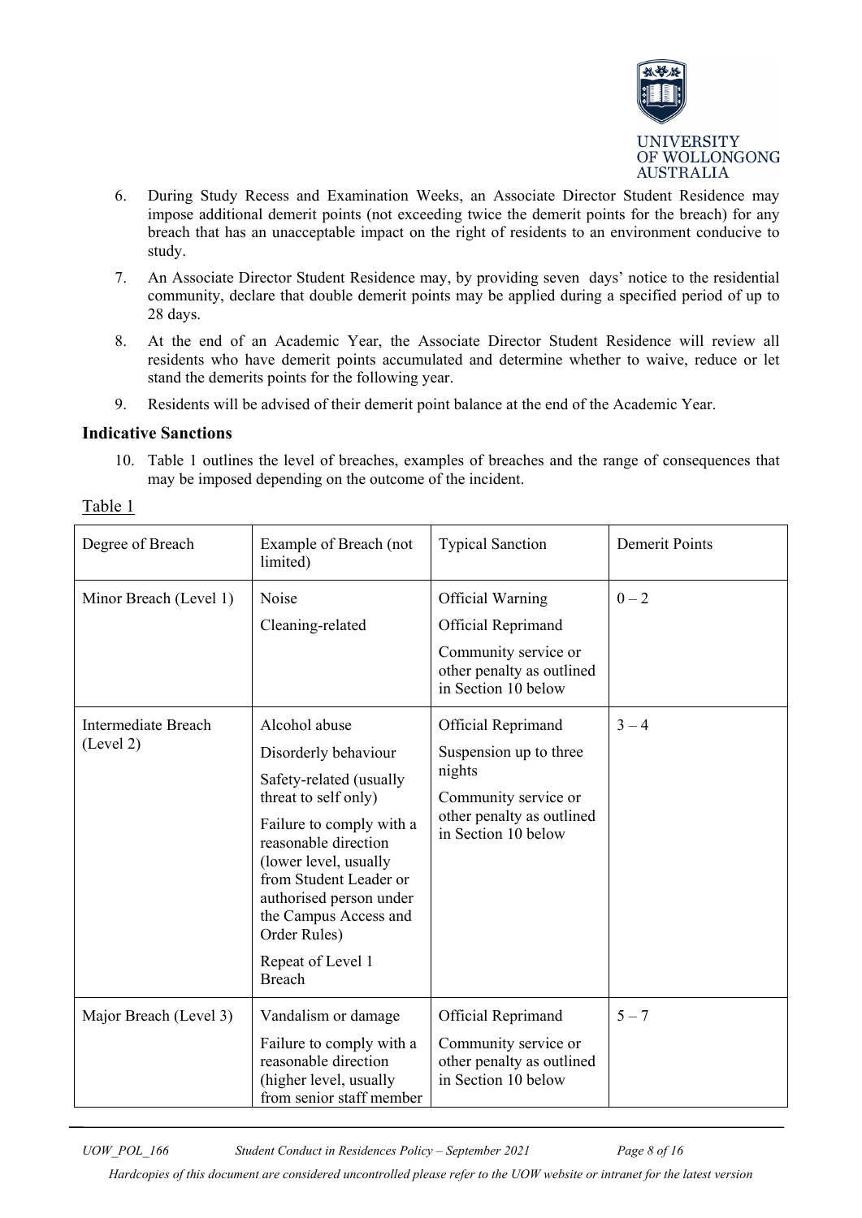6. During Study Recess and Examination Weeks, an Associate Director Student Residence may impose additional demerit points (not exceeding twice the demerit points for the breach) for any breach that has an unacceptable impact on the right of residents to an environment conducive to study.
7. An Associate Director Student Residence may, by providing seven days' notice to the residential community, declare that double demerit points may be applied during a specified period of up to 28 days.
8. At the end of an Academic Year, the Associate Director Student Residence will review all residents who have demerit points accumulated and determine whether to waive, reduce or let stand the demerits points for the following year.
9. Residents will be advised of their demerit point balance at the end of the Academic Year.

### Indicative Sanctions

10. Table 1 outlines the level of breaches, examples of breaches and the range of consequences that may be imposed depending on the outcome of the incident.

Table 1

| Degree of Breach | Example of Breach (not limited) | Typical Sanction | Demerit Points |
|---|---|---|---|
| Minor Breach (Level 1) | Noise<br>Cleaning-related | Official Warning<br>Official Reprimand<br>Community service or other penalty as outlined in Section 10 below | 0 – 2 |
| Intermediate Breach (Level 2) | Alcohol abuse<br>Disorderly behaviour<br>Safety-related (usually threat to self only)<br>Failure to comply with a reasonable direction (lower level, usually from Student Leader or authorised person under the Campus Access and Order Rules)<br>Repeat of Level 1 Breach | Official Reprimand<br>Suspension up to three nights<br>Community service or other penalty as outlined in Section 10 below | 3 – 4 |
| Major Breach (Level 3) | Vandalism or damage<br>Failure to comply with a reasonable direction (higher level, usually from senior staff member | Official Reprimand<br>Community service or other penalty as outlined in Section 10 below | 5 – 7 |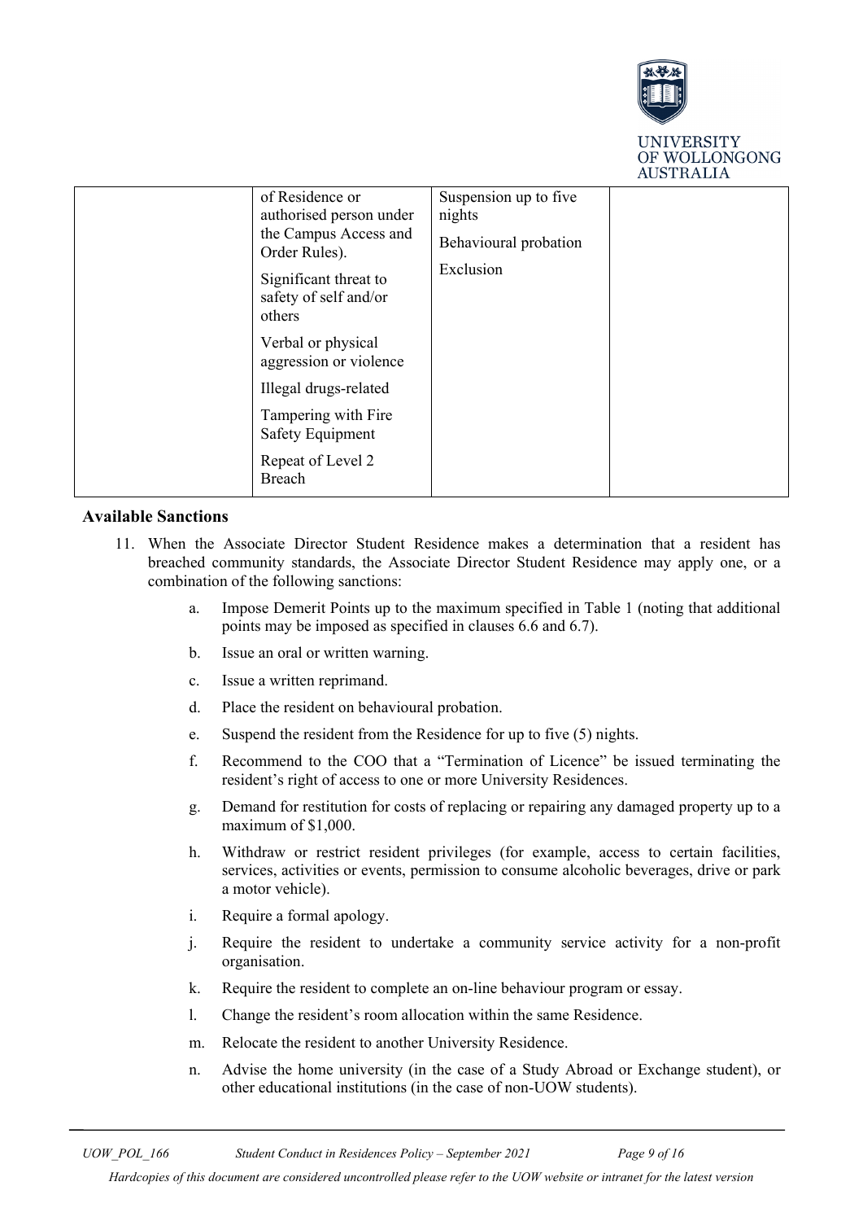| | | | |
|---|---|---|---|
| | of Residence or authorised person under the Campus Access and Order Rules).<br><br>Significant threat to safety of self and/or others<br><br>Verbal or physical aggression or violence<br><br>Illegal drugs-related<br><br>Tampering with Fire Safety Equipment<br><br>Repeat of Level 2 Breach | Suspension up to five nights<br><br>Behavioural probation<br><br>Exclusion | |

### Available Sanctions

11. When the Associate Director Student Residence makes a determination that a resident has breached community standards, the Associate Director Student Residence may apply one, or a combination of the following sanctions:

    a. Impose Demerit Points up to the maximum specified in Table 1 (noting that additional points may be imposed as specified in clauses 6.6 and 6.7).

    b. Issue an oral or written warning.

    c. Issue a written reprimand.

    d. Place the resident on behavioural probation.

    e. Suspend the resident from the Residence for up to five (5) nights.

    f. Recommend to the COO that a "Termination of Licence" be issued terminating the resident's right of access to one or more University Residences.

    g. Demand for restitution for costs of replacing or repairing any damaged property up to a maximum of $1,000.

    h. Withdraw or restrict resident privileges (for example, access to certain facilities, services, activities or events, permission to consume alcoholic beverages, drive or park a motor vehicle).

    i. Require a formal apology.

    j. Require the resident to undertake a community service activity for a non-profit organisation.

    k. Require the resident to complete an on-line behaviour program or essay.

    l. Change the resident's room allocation within the same Residence.

    m. Relocate the resident to another University Residence.

    n. Advise the home university (in the case of a Study Abroad or Exchange student), or other educational institutions (in the case of non-UOW students).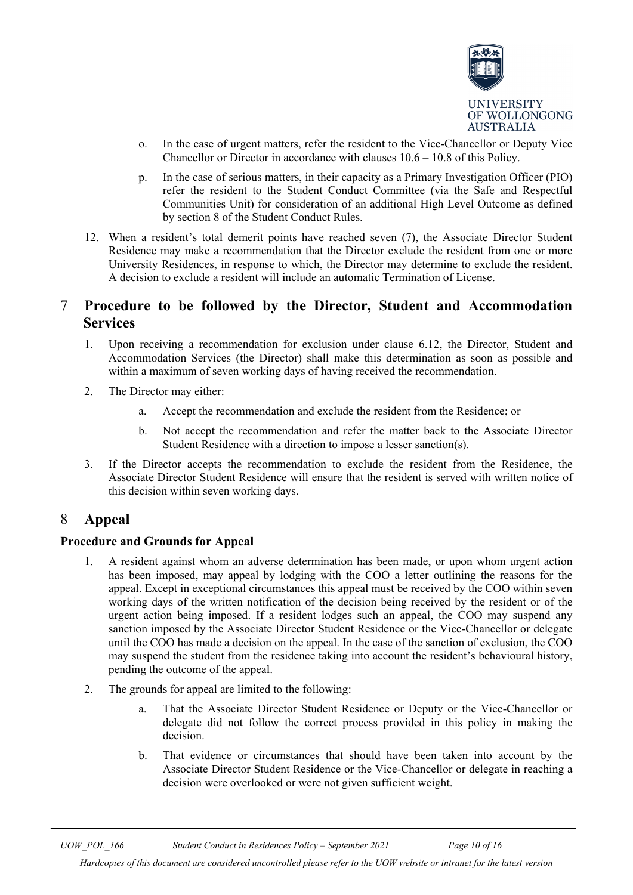o. In the case of urgent matters, refer the resident to the Vice-Chancellor or Deputy Vice Chancellor or Director in accordance with clauses 10.6 – 10.8 of this Policy.

p. In the case of serious matters, in their capacity as a Primary Investigation Officer (PIO) refer the resident to the Student Conduct Committee (via the Safe and Respectful Communities Unit) for consideration of an additional High Level Outcome as defined by section 8 of the Student Conduct Rules.

12. When a resident's total demerit points have reached seven (7), the Associate Director Student Residence may make a recommendation that the Director exclude the resident from one or more University Residences, in response to which, the Director may determine to exclude the resident. A decision to exclude a resident will include an automatic Termination of License.

## 7 Procedure to be followed by the Director, Student and Accommodation Services

1. Upon receiving a recommendation for exclusion under clause 6.12, the Director, Student and Accommodation Services (the Director) shall make this determination as soon as possible and within a maximum of seven working days of having received the recommendation.

2. The Director may either:

   a. Accept the recommendation and exclude the resident from the Residence; or

   b. Not accept the recommendation and refer the matter back to the Associate Director Student Residence with a direction to impose a lesser sanction(s).

3. If the Director accepts the recommendation to exclude the resident from the Residence, the Associate Director Student Residence will ensure that the resident is served with written notice of this decision within seven working days.

## 8 Appeal

### Procedure and Grounds for Appeal

1. A resident against whom an adverse determination has been made, or upon whom urgent action has been imposed, may appeal by lodging with the COO a letter outlining the reasons for the appeal. Except in exceptional circumstances this appeal must be received by the COO within seven working days of the written notification of the decision being received by the resident or of the urgent action being imposed. If a resident lodges such an appeal, the COO may suspend any sanction imposed by the Associate Director Student Residence or the Vice-Chancellor or delegate until the COO has made a decision on the appeal. In the case of the sanction of exclusion, the COO may suspend the student from the residence taking into account the resident's behavioural history, pending the outcome of the appeal.

2. The grounds for appeal are limited to the following:

   a. That the Associate Director Student Residence or Deputy or the Vice-Chancellor or delegate did not follow the correct process provided in this policy in making the decision.

   b. That evidence or circumstances that should have been taken into account by the Associate Director Student Residence or the Vice-Chancellor or delegate in reaching a decision were overlooked or were not given sufficient weight.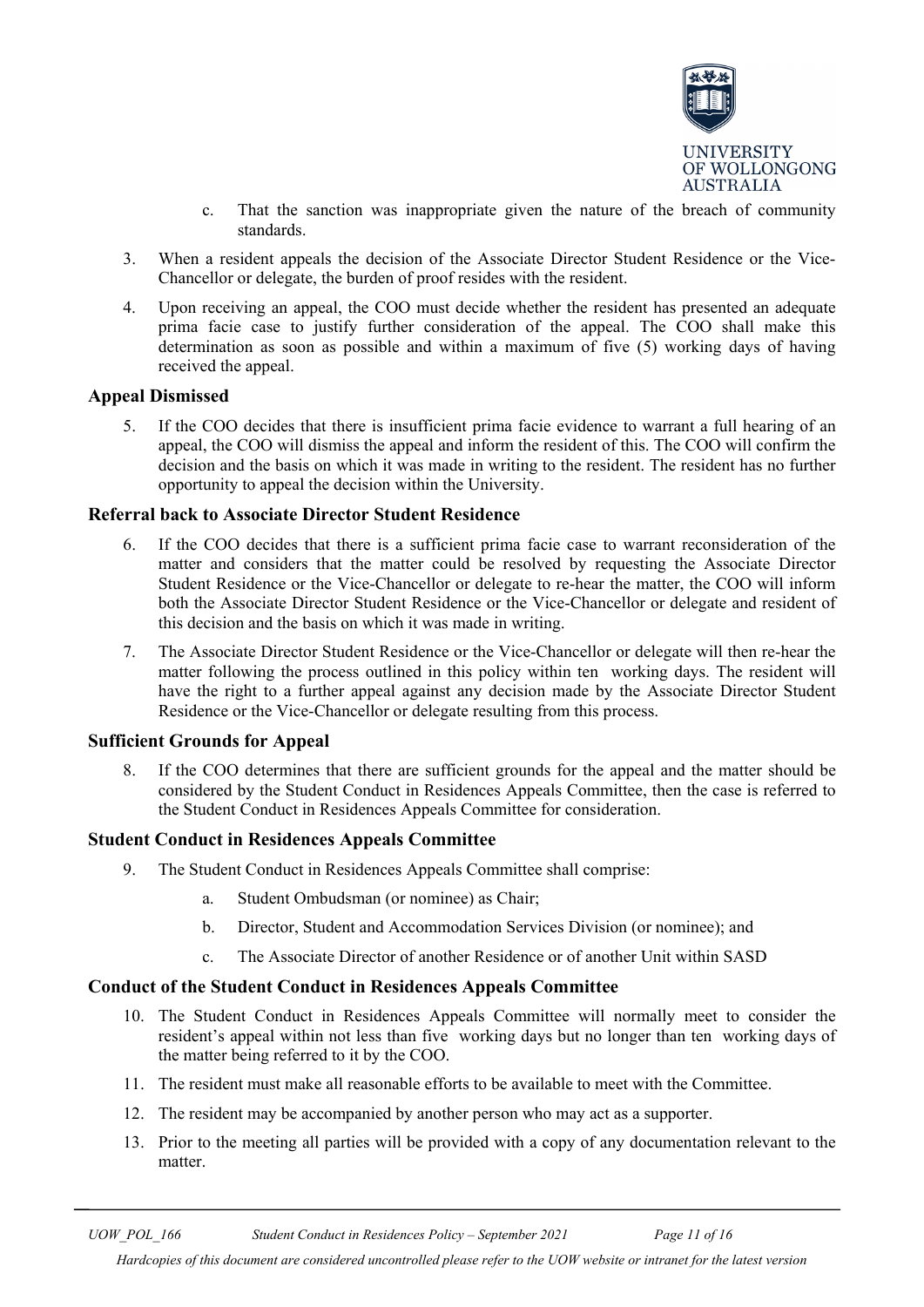c. That the sanction was inappropriate given the nature of the breach of community standards.

3. When a resident appeals the decision of the Associate Director Student Residence or the Vice-Chancellor or delegate, the burden of proof resides with the resident.

4. Upon receiving an appeal, the COO must decide whether the resident has presented an adequate prima facie case to justify further consideration of the appeal. The COO shall make this determination as soon as possible and within a maximum of five (5) working days of having received the appeal.

### Appeal Dismissed

5. If the COO decides that there is insufficient prima facie evidence to warrant a full hearing of an appeal, the COO will dismiss the appeal and inform the resident of this. The COO will confirm the decision and the basis on which it was made in writing to the resident. The resident has no further opportunity to appeal the decision within the University.

### Referral back to Associate Director Student Residence

6. If the COO decides that there is a sufficient prima facie case to warrant reconsideration of the matter and considers that the matter could be resolved by requesting the Associate Director Student Residence or the Vice-Chancellor or delegate to re-hear the matter, the COO will inform both the Associate Director Student Residence or the Vice-Chancellor or delegate and resident of this decision and the basis on which it was made in writing.

7. The Associate Director Student Residence or the Vice-Chancellor or delegate will then re-hear the matter following the process outlined in this policy within ten working days. The resident will have the right to a further appeal against any decision made by the Associate Director Student Residence or the Vice-Chancellor or delegate resulting from this process.

### Sufficient Grounds for Appeal

8. If the COO determines that there are sufficient grounds for the appeal and the matter should be considered by the Student Conduct in Residences Appeals Committee, then the case is referred to the Student Conduct in Residences Appeals Committee for consideration.

### Student Conduct in Residences Appeals Committee

9. The Student Conduct in Residences Appeals Committee shall comprise:
   a. Student Ombudsman (or nominee) as Chair;
   b. Director, Student and Accommodation Services Division (or nominee); and
   c. The Associate Director of another Residence or of another Unit within SASD

### Conduct of the Student Conduct in Residences Appeals Committee

10. The Student Conduct in Residences Appeals Committee will normally meet to consider the resident's appeal within not less than five working days but no longer than ten working days of the matter being referred to it by the COO.

11. The resident must make all reasonable efforts to be available to meet with the Committee.

12. The resident may be accompanied by another person who may act as a supporter.

13. Prior to the meeting all parties will be provided with a copy of any documentation relevant to the matter.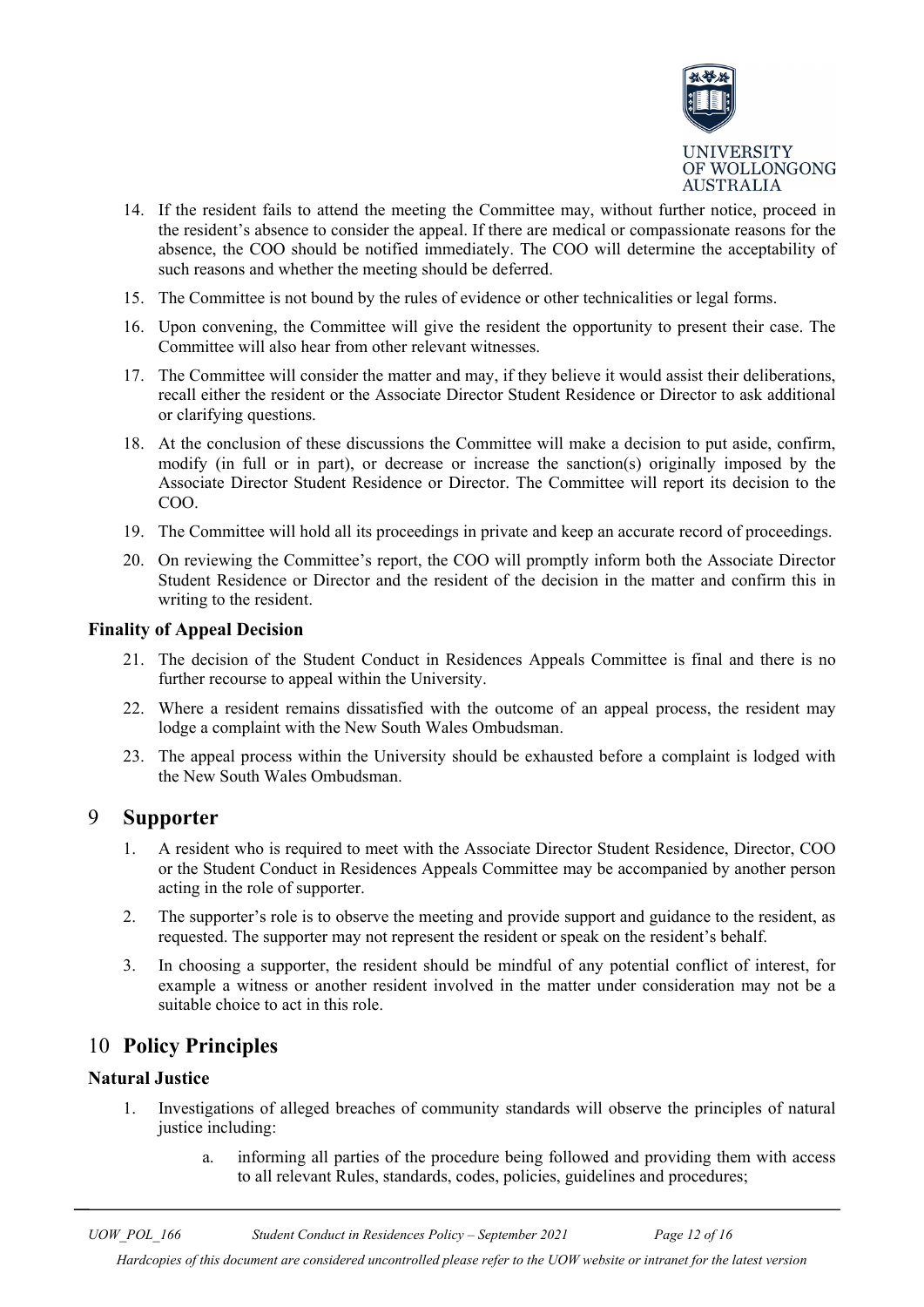14. If the resident fails to attend the meeting the Committee may, without further notice, proceed in the resident's absence to consider the appeal. If there are medical or compassionate reasons for the absence, the COO should be notified immediately. The COO will determine the acceptability of such reasons and whether the meeting should be deferred.
15. The Committee is not bound by the rules of evidence or other technicalities or legal forms.
16. Upon convening, the Committee will give the resident the opportunity to present their case. The Committee will also hear from other relevant witnesses.
17. The Committee will consider the matter and may, if they believe it would assist their deliberations, recall either the resident or the Associate Director Student Residence or Director to ask additional or clarifying questions.
18. At the conclusion of these discussions the Committee will make a decision to put aside, confirm, modify (in full or in part), or decrease or increase the sanction(s) originally imposed by the Associate Director Student Residence or Director. The Committee will report its decision to the COO.
19. The Committee will hold all its proceedings in private and keep an accurate record of proceedings.
20. On reviewing the Committee's report, the COO will promptly inform both the Associate Director Student Residence or Director and the resident of the decision in the matter and confirm this in writing to the resident.

### Finality of Appeal Decision

21. The decision of the Student Conduct in Residences Appeals Committee is final and there is no further recourse to appeal within the University.
22. Where a resident remains dissatisfied with the outcome of an appeal process, the resident may lodge a complaint with the New South Wales Ombudsman.
23. The appeal process within the University should be exhausted before a complaint is lodged with the New South Wales Ombudsman.

## 9 Supporter

1. A resident who is required to meet with the Associate Director Student Residence, Director, COO or the Student Conduct in Residences Appeals Committee may be accompanied by another person acting in the role of supporter.
2. The supporter's role is to observe the meeting and provide support and guidance to the resident, as requested. The supporter may not represent the resident or speak on the resident's behalf.
3. In choosing a supporter, the resident should be mindful of any potential conflict of interest, for example a witness or another resident involved in the matter under consideration may not be a suitable choice to act in this role.

## 10 Policy Principles

### Natural Justice

1. Investigations of alleged breaches of community standards will observe the principles of natural justice including:
    a. informing all parties of the procedure being followed and providing them with access to all relevant Rules, standards, codes, policies, guidelines and procedures;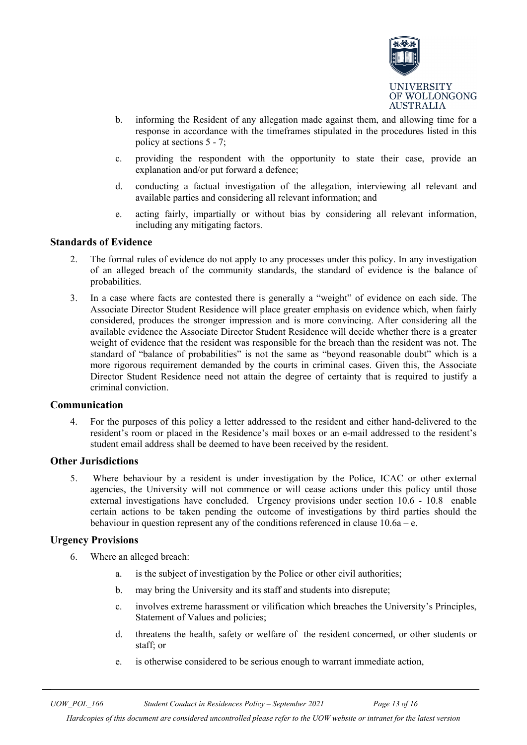b. informing the Resident of any allegation made against them, and allowing time for a response in accordance with the timeframes stipulated in the procedures listed in this policy at sections 5 - 7;

c. providing the respondent with the opportunity to state their case, provide an explanation and/or put forward a defence;

d. conducting a factual investigation of the allegation, interviewing all relevant and available parties and considering all relevant information; and

e. acting fairly, impartially or without bias by considering all relevant information, including any mitigating factors.

### Standards of Evidence

2. The formal rules of evidence do not apply to any processes under this policy. In any investigation of an alleged breach of the community standards, the standard of evidence is the balance of probabilities.

3. In a case where facts are contested there is generally a "weight" of evidence on each side. The Associate Director Student Residence will place greater emphasis on evidence which, when fairly considered, produces the stronger impression and is more convincing. After considering all the available evidence the Associate Director Student Residence will decide whether there is a greater weight of evidence that the resident was responsible for the breach than the resident was not. The standard of "balance of probabilities" is not the same as "beyond reasonable doubt" which is a more rigorous requirement demanded by the courts in criminal cases. Given this, the Associate Director Student Residence need not attain the degree of certainty that is required to justify a criminal conviction.

### Communication

4. For the purposes of this policy a letter addressed to the resident and either hand-delivered to the resident's room or placed in the Residence's mail boxes or an e-mail addressed to the resident's student email address shall be deemed to have been received by the resident.

### Other Jurisdictions

5. Where behaviour by a resident is under investigation by the Police, ICAC or other external agencies, the University will not commence or will cease actions under this policy until those external investigations have concluded. Urgency provisions under section 10.6 - 10.8 enable certain actions to be taken pending the outcome of investigations by third parties should the behaviour in question represent any of the conditions referenced in clause 10.6a – e.

### Urgency Provisions

6. Where an alleged breach:

   a. is the subject of investigation by the Police or other civil authorities;

   b. may bring the University and its staff and students into disrepute;

   c. involves extreme harassment or vilification which breaches the University's Principles, Statement of Values and policies;

   d. threatens the health, safety or welfare of the resident concerned, or other students or staff; or

   e. is otherwise considered to be serious enough to warrant immediate action,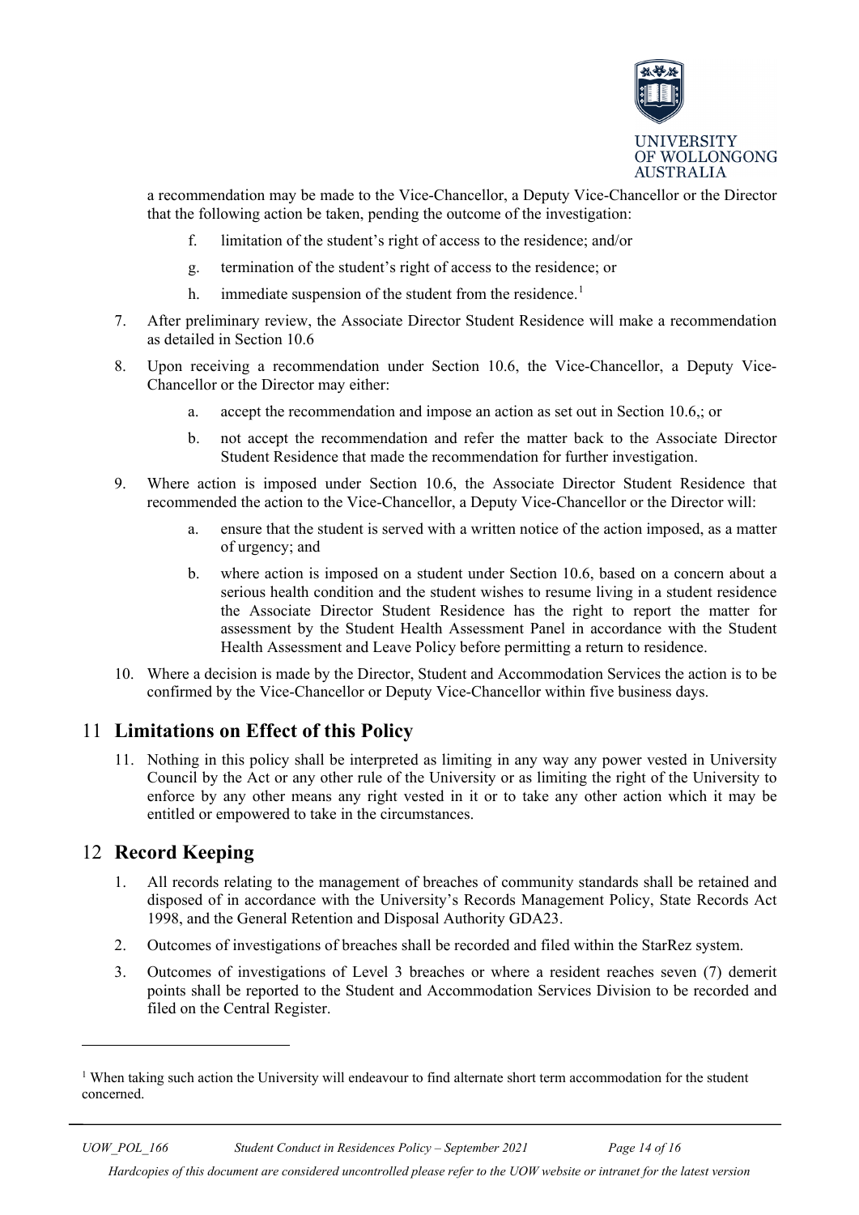a recommendation may be made to the Vice-Chancellor, a Deputy Vice-Chancellor or the Director that the following action be taken, pending the outcome of the investigation:

  f. limitation of the student's right of access to the residence; and/or

  g. termination of the student's right of access to the residence; or

  h. immediate suspension of the student from the residence.[1]

7. After preliminary review, the Associate Director Student Residence will make a recommendation as detailed in Section 10.6

8. Upon receiving a recommendation under Section 10.6, the Vice-Chancellor, a Deputy Vice-Chancellor or the Director may either:

   a. accept the recommendation and impose an action as set out in Section 10.6,; or

   b. not accept the recommendation and refer the matter back to the Associate Director Student Residence that made the recommendation for further investigation.

9. Where action is imposed under Section 10.6, the Associate Director Student Residence that recommended the action to the Vice-Chancellor, a Deputy Vice-Chancellor or the Director will:

   a. ensure that the student is served with a written notice of the action imposed, as a matter of urgency; and

   b. where action is imposed on a student under Section 10.6, based on a concern about a serious health condition and the student wishes to resume living in a student residence the Associate Director Student Residence has the right to report the matter for assessment by the Student Health Assessment Panel in accordance with the Student Health Assessment and Leave Policy before permitting a return to residence.

10. Where a decision is made by the Director, Student and Accommodation Services the action is to be confirmed by the Vice-Chancellor or Deputy Vice-Chancellor within five business days.

## 11 Limitations on Effect of this Policy

11. Nothing in this policy shall be interpreted as limiting in any way any power vested in University Council by the Act or any other rule of the University or as limiting the right of the University to enforce by any other means any right vested in it or to take any other action which it may be entitled or empowered to take in the circumstances.

## 12 Record Keeping

1. All records relating to the management of breaches of community standards shall be retained and disposed of in accordance with the University's Records Management Policy, State Records Act 1998, and the General Retention and Disposal Authority GDA23.

2. Outcomes of investigations of breaches shall be recorded and filed within the StarRez system.

3. Outcomes of investigations of Level 3 breaches or where a resident reaches seven (7) demerit points shall be reported to the Student and Accommodation Services Division to be recorded and filed on the Central Register.

---

[1] When taking such action the University will endeavour to find alternate short term accommodation for the student concerned.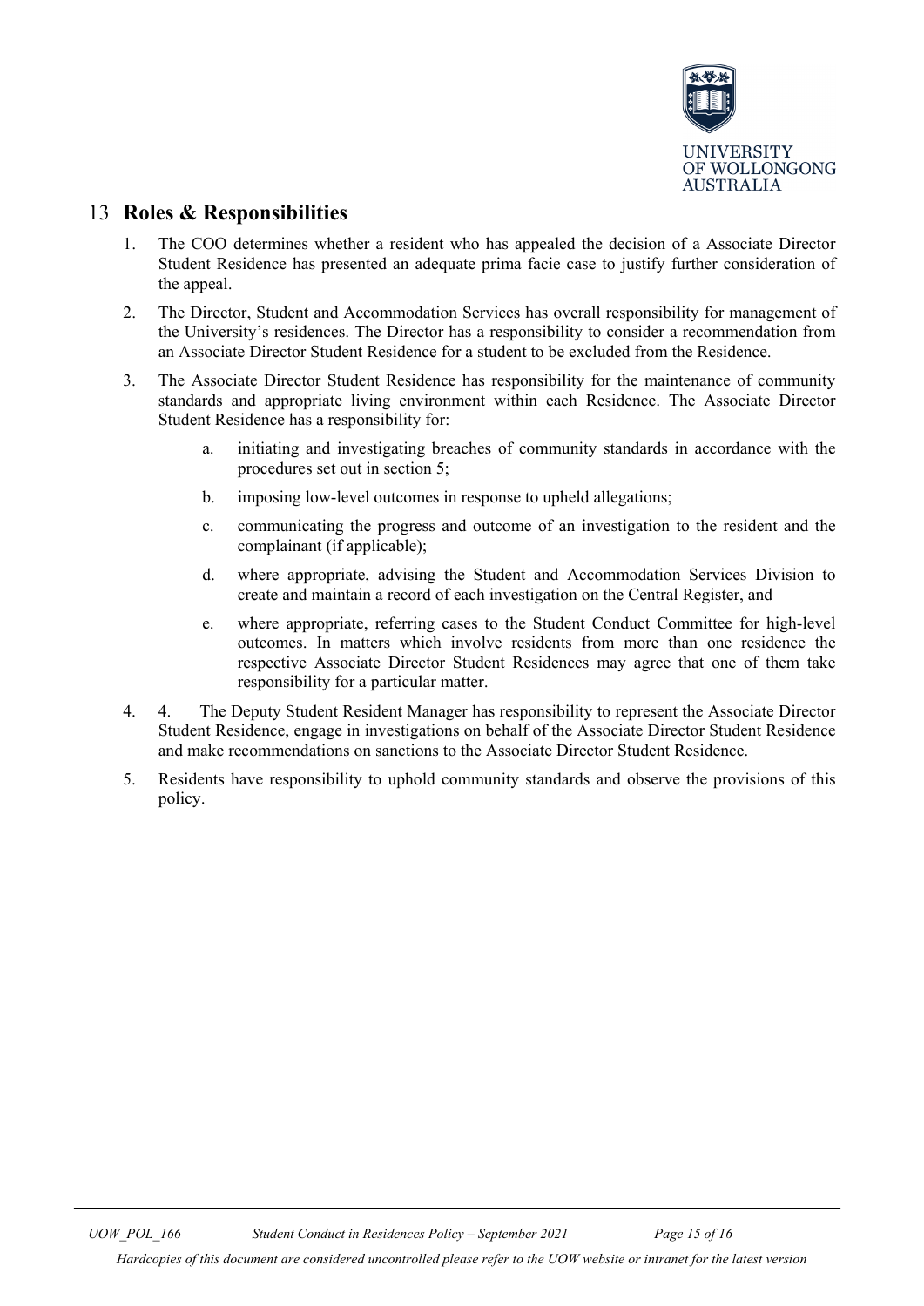## 13 Roles & Responsibilities

1. The COO determines whether a resident who has appealed the decision of a Associate Director Student Residence has presented an adequate prima facie case to justify further consideration of the appeal.
2. The Director, Student and Accommodation Services has overall responsibility for management of the University's residences. The Director has a responsibility to consider a recommendation from an Associate Director Student Residence for a student to be excluded from the Residence.
3. The Associate Director Student Residence has responsibility for the maintenance of community standards and appropriate living environment within each Residence. The Associate Director Student Residence has a responsibility for:
    a. initiating and investigating breaches of community standards in accordance with the procedures set out in section 5;
    b. imposing low-level outcomes in response to upheld allegations;
    c. communicating the progress and outcome of an investigation to the resident and the complainant (if applicable);
    d. where appropriate, advising the Student and Accommodation Services Division to create and maintain a record of each investigation on the Central Register, and
    e. where appropriate, referring cases to the Student Conduct Committee for high-level outcomes. In matters which involve residents from more than one residence the respective Associate Director Student Residences may agree that one of them take responsibility for a particular matter.
4. 4. The Deputy Student Resident Manager has responsibility to represent the Associate Director Student Residence, engage in investigations on behalf of the Associate Director Student Residence and make recommendations on sanctions to the Associate Director Student Residence.
5. Residents have responsibility to uphold community standards and observe the provisions of this policy.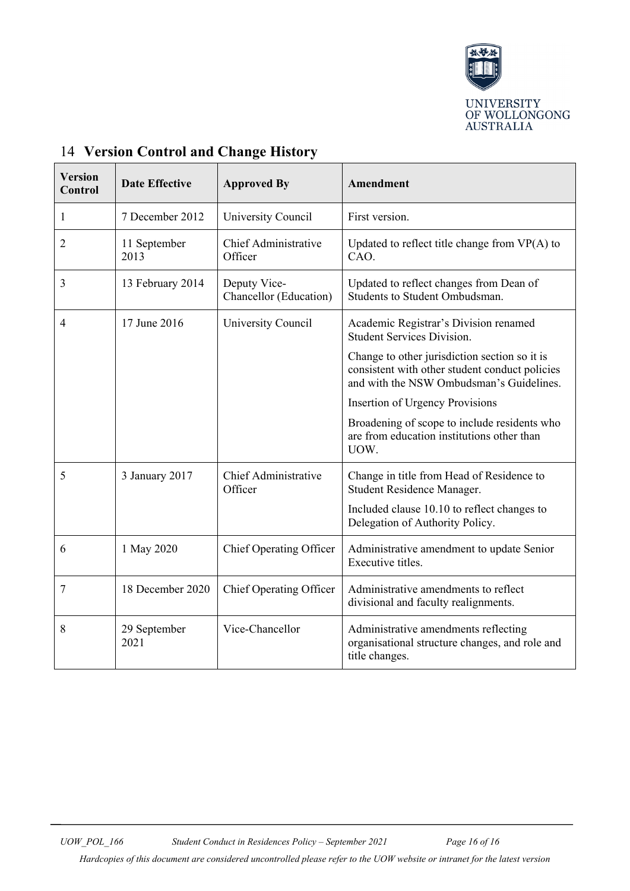## 14 Version Control and Change History

| Version Control | Date Effective | Approved By | Amendment |
| --- | --- | --- | --- |
| 1 | 7 December 2012 | University Council | First version. |
| 2 | 11 September 2013 | Chief Administrative Officer | Updated to reflect title change from VP(A) to CAO. |
| 3 | 13 February 2014 | Deputy Vice-Chancellor (Education) | Updated to reflect changes from Dean of Students to Student Ombudsman. |
| 4 | 17 June 2016 | University Council | Academic Registrar's Division renamed Student Services Division.<br>Change to other jurisdiction section so it is consistent with other student conduct policies and with the NSW Ombudsman's Guidelines.<br>Insertion of Urgency Provisions<br>Broadening of scope to include residents who are from education institutions other than UOW. |
| 5 | 3 January 2017 | Chief Administrative Officer | Change in title from Head of Residence to Student Residence Manager.<br>Included clause 10.10 to reflect changes to Delegation of Authority Policy. |
| 6 | 1 May 2020 | Chief Operating Officer | Administrative amendment to update Senior Executive titles. |
| 7 | 18 December 2020 | Chief Operating Officer | Administrative amendments to reflect divisional and faculty realignments. |
| 8 | 29 September 2021 | Vice-Chancellor | Administrative amendments reflecting organisational structure changes, and role and title changes. |